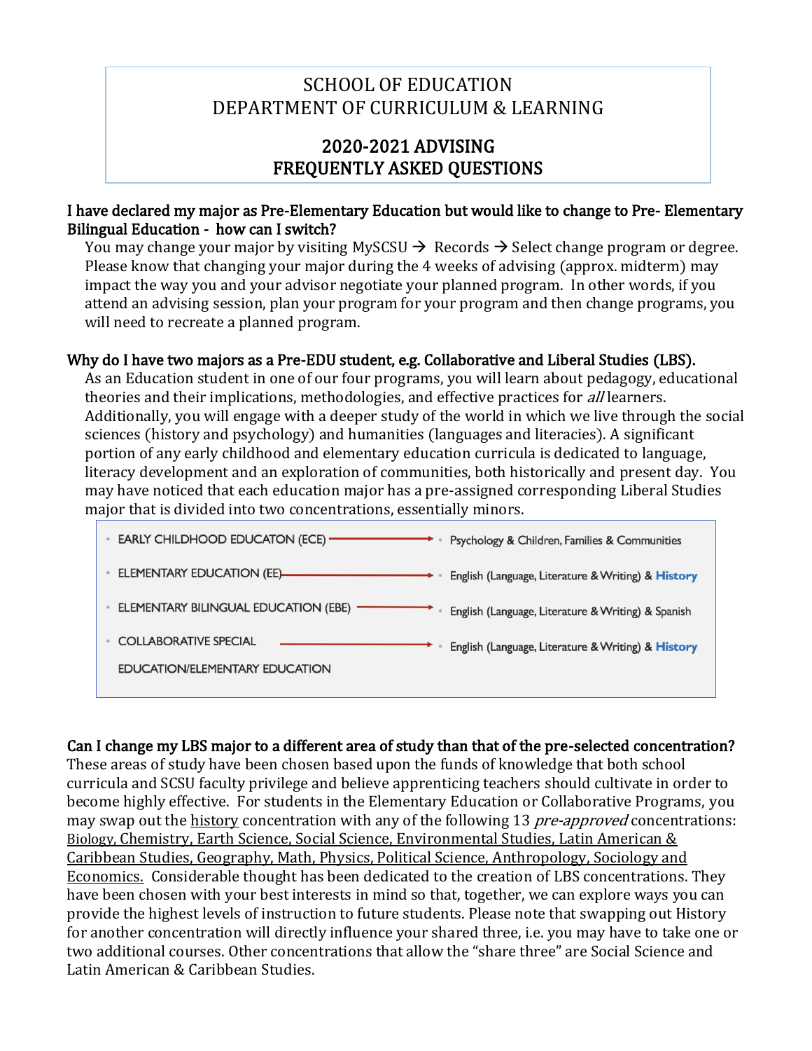# SCHOOL OF EDUCATION
# DEPARTMENT OF CURRICULUM & LEARNING

## 2020-2021 ADVISING
## FREQUENTLY ASKED QUESTIONS

### I have declared my major as Pre-Elementary Education but would like to change to Pre- Elementary Bilingual Education - how can I switch?

You may change your major by visiting MySCSU → Records → Select change program or degree. Please know that changing your major during the 4 weeks of advising (approx. midterm) may impact the way you and your advisor negotiate your planned program. In other words, if you attend an advising session, plan your program for your program and then change programs, you will need to recreate a planned program.

### Why do I have two majors as a Pre-EDU student, e.g. Collaborative and Liberal Studies (LBS).

As an Education student in one of our four programs, you will learn about pedagogy, educational theories and their implications, methodologies, and effective practices for *all* learners. Additionally, you will engage with a deeper study of the world in which we live through the social sciences (history and psychology) and humanities (languages and literacies). A significant portion of any early childhood and elementary education curricula is dedicated to language, literacy development and an exploration of communities, both historically and present day. You may have noticed that each education major has a pre-assigned corresponding Liberal Studies major that is divided into two concentrations, essentially minors.

| Education Major | Liberal Studies Concentrations |
|---|---|
| EARLY CHILDHOOD EDUCATON (ECE) → | Psychology & Children, Families & Communities |
| ELEMENTARY EDUCATION (EE) → | English (Language, Literature & Writing) & **History** |
| ELEMENTARY BILINGUAL EDUCATION (EBE) → | English (Language, Literature & Writing) & Spanish |
| COLLABORATIVE SPECIAL EDUCATION/ELEMENTARY EDUCATION → | English (Language, Literature & Writing) & **History** |

### Can I change my LBS major to a different area of study than that of the pre-selected concentration?

These areas of study have been chosen based upon the funds of knowledge that both school curricula and SCSU faculty privilege and believe apprenticing teachers should cultivate in order to become highly effective. For students in the Elementary Education or Collaborative Programs, you may swap out the history concentration with any of the following 13 *pre-approved* concentrations: Biology, Chemistry, Earth Science, Social Science, Environmental Studies, Latin American & Caribbean Studies, Geography, Math, Physics, Political Science, Anthropology, Sociology and Economics. Considerable thought has been dedicated to the creation of LBS concentrations. They have been chosen with your best interests in mind so that, together, we can explore ways you can provide the highest levels of instruction to future students. Please note that swapping out History for another concentration will directly influence your shared three, i.e. you may have to take one or two additional courses. Other concentrations that allow the "share three" are Social Science and Latin American & Caribbean Studies.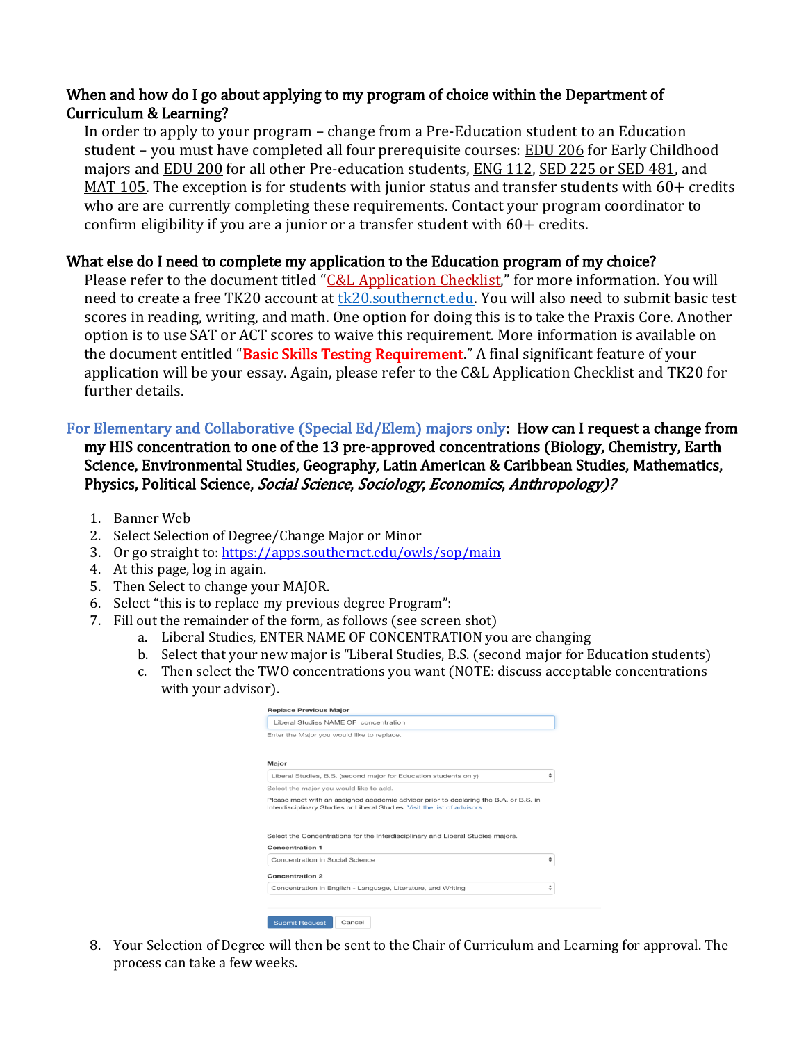**When and how do I go about applying to my program of choice within the Department of Curriculum & Learning?**

In order to apply to your program – change from a Pre-Education student to an Education student – you must have completed all four prerequisite courses: EDU 206 for Early Childhood majors and EDU 200 for all other Pre-education students, ENG 112, SED 225 or SED 481, and MAT 105. The exception is for students with junior status and transfer students with 60+ credits who are are currently completing these requirements. Contact your program coordinator to confirm eligibility if you are a junior or a transfer student with 60+ credits.

**What else do I need to complete my application to the Education program of my choice?**

Please refer to the document titled "C&L Application Checklist," for more information. You will need to create a free TK20 account at tk20.southernct.edu. You will also need to submit basic test scores in reading, writing, and math. One option for doing this is to take the Praxis Core. Another option is to use SAT or ACT scores to waive this requirement. More information is available on the document entitled "Basic Skills Testing Requirement." A final significant feature of your application will be your essay. Again, please refer to the C&L Application Checklist and TK20 for further details.

For Elementary and Collaborative (Special Ed/Elem) majors only: **How can I request a change from my HIS concentration to one of the 13 pre-approved concentrations (Biology, Chemistry, Earth Science, Environmental Studies, Geography, Latin American & Caribbean Studies, Mathematics, Physics, Political Science, *Social Science*, *Sociology*, *Economics*, *Anthropology*)?**

1. Banner Web
2. Select Selection of Degree/Change Major or Minor
3. Or go straight to: https://apps.southernct.edu/owls/sop/main
4. At this page, log in again.
5. Then Select to change your MAJOR.
6. Select "this is to replace my previous degree Program":
7. Fill out the remainder of the form, as follows (see screen shot)
   a. Liberal Studies, ENTER NAME OF CONCENTRATION you are changing
   b. Select that your new major is "Liberal Studies, B.S. (second major for Education students)
   c. Then select the TWO concentrations you want (NOTE: discuss acceptable concentrations with your advisor).

Replace Previous Major

Liberal Studies NAME OF concentration

Enter the Major you would like to replace.

Major

Liberal Studies, B.S. (second major for Education students only)

Select the major you would like to add.

Please meet with an assigned academic advisor prior to declaring the B.A. or B.S. in Interdisciplinary Studies or Liberal Studies. Visit the list of advisors.

Select the Concentrations for the Interdisciplinary and Liberal Studies majors.

Concentration 1

Concentration in Social Science

Concentration 2

Concentration in English - Language, Literature, and Writing

Submit Request Cancel

8. Your Selection of Degree will then be sent to the Chair of Curriculum and Learning for approval. The process can take a few weeks.